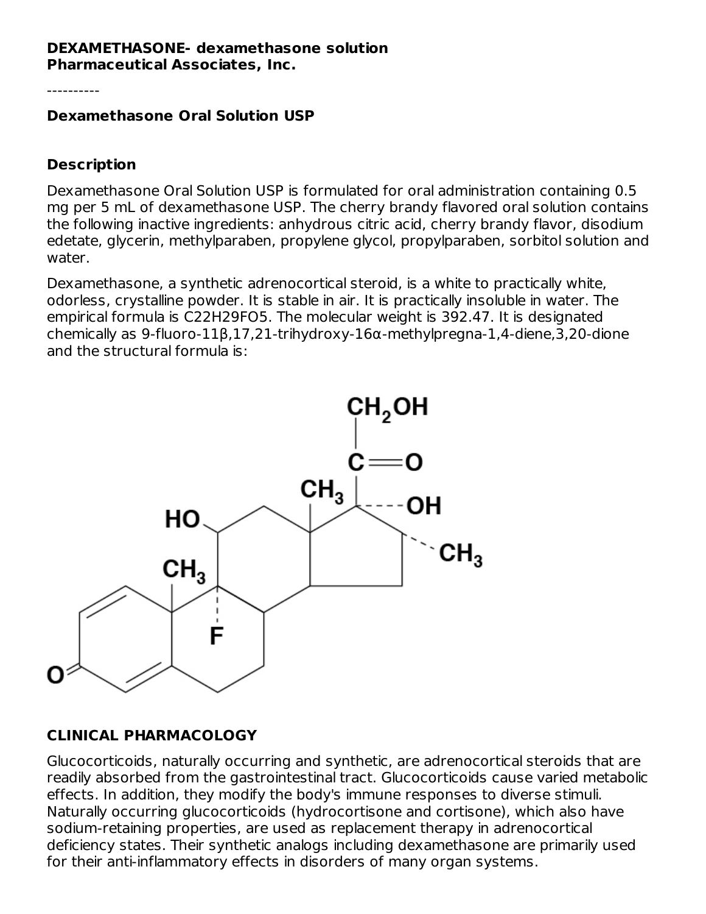**DEXAMETHASONE- dexamethasone solution**
**Pharmaceutical Associates, Inc.**

----------

**Dexamethasone Oral Solution USP**

## Description

Dexamethasone Oral Solution USP is formulated for oral administration containing 0.5 mg per 5 mL of dexamethasone USP. The cherry brandy flavored oral solution contains the following inactive ingredients: anhydrous citric acid, cherry brandy flavor, disodium edetate, glycerin, methylparaben, propylene glycol, propylparaben, sorbitol solution and water.

Dexamethasone, a synthetic adrenocortical steroid, is a white to practically white, odorless, crystalline powder. It is stable in air. It is practically insoluble in water. The empirical formula is $C_{22}H_{29}FO_5$. The molecular weight is 392.47. It is designated chemically as 9-fluoro-11β,17,21-trihydroxy-16α-methylpregna-1,4-diene,3,20-dione and the structural formula is:

## CLINICAL PHARMACOLOGY

Glucocorticoids, naturally occurring and synthetic, are adrenocortical steroids that are readily absorbed from the gastrointestinal tract. Glucocorticoids cause varied metabolic effects. In addition, they modify the body's immune responses to diverse stimuli. Naturally occurring glucocorticoids (hydrocortisone and cortisone), which also have sodium-retaining properties, are used as replacement therapy in adrenocortical deficiency states. Their synthetic analogs including dexamethasone are primarily used for their anti-inflammatory effects in disorders of many organ systems.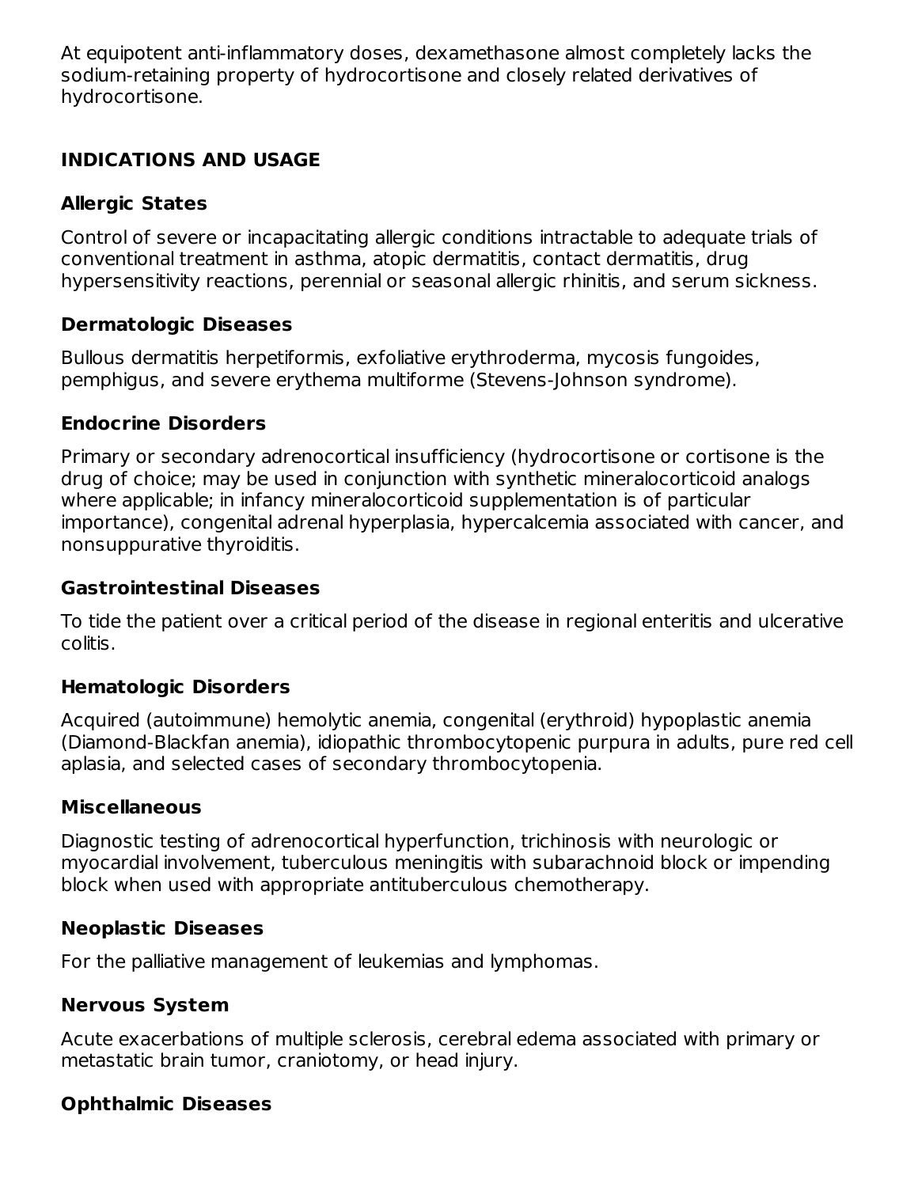At equipotent anti-inflammatory doses, dexamethasone almost completely lacks the sodium-retaining property of hydrocortisone and closely related derivatives of hydrocortisone.

## INDICATIONS AND USAGE

### Allergic States

Control of severe or incapacitating allergic conditions intractable to adequate trials of conventional treatment in asthma, atopic dermatitis, contact dermatitis, drug hypersensitivity reactions, perennial or seasonal allergic rhinitis, and serum sickness.

### Dermatologic Diseases

Bullous dermatitis herpetiformis, exfoliative erythroderma, mycosis fungoides, pemphigus, and severe erythema multiforme (Stevens-Johnson syndrome).

### Endocrine Disorders

Primary or secondary adrenocortical insufficiency (hydrocortisone or cortisone is the drug of choice; may be used in conjunction with synthetic mineralocorticoid analogs where applicable; in infancy mineralocorticoid supplementation is of particular importance), congenital adrenal hyperplasia, hypercalcemia associated with cancer, and nonsuppurative thyroiditis.

### Gastrointestinal Diseases

To tide the patient over a critical period of the disease in regional enteritis and ulcerative colitis.

### Hematologic Disorders

Acquired (autoimmune) hemolytic anemia, congenital (erythroid) hypoplastic anemia (Diamond-Blackfan anemia), idiopathic thrombocytopenic purpura in adults, pure red cell aplasia, and selected cases of secondary thrombocytopenia.

### Miscellaneous

Diagnostic testing of adrenocortical hyperfunction, trichinosis with neurologic or myocardial involvement, tuberculous meningitis with subarachnoid block or impending block when used with appropriate antituberculous chemotherapy.

### Neoplastic Diseases

For the palliative management of leukemias and lymphomas.

### Nervous System

Acute exacerbations of multiple sclerosis, cerebral edema associated with primary or metastatic brain tumor, craniotomy, or head injury.

### Ophthalmic Diseases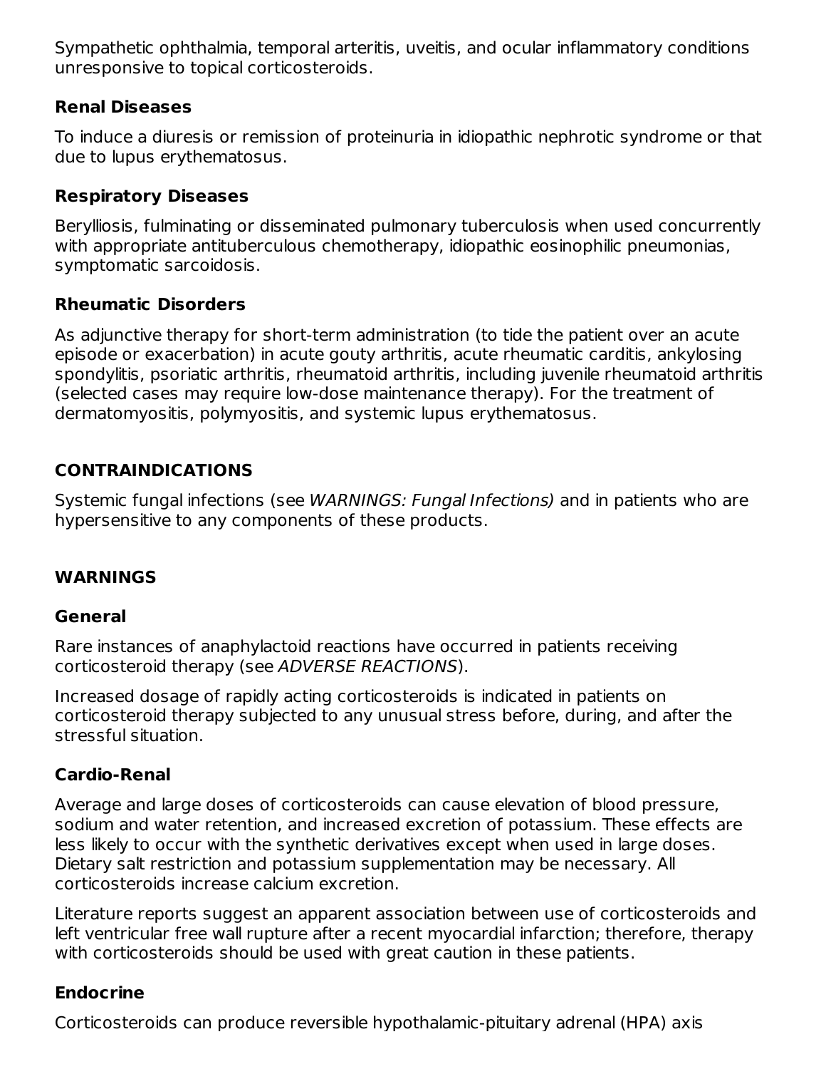Sympathetic ophthalmia, temporal arteritis, uveitis, and ocular inflammatory conditions unresponsive to topical corticosteroids.

### Renal Diseases

To induce a diuresis or remission of proteinuria in idiopathic nephrotic syndrome or that due to lupus erythematosus.

### Respiratory Diseases

Berylliosis, fulminating or disseminated pulmonary tuberculosis when used concurrently with appropriate antituberculous chemotherapy, idiopathic eosinophilic pneumonias, symptomatic sarcoidosis.

### Rheumatic Disorders

As adjunctive therapy for short-term administration (to tide the patient over an acute episode or exacerbation) in acute gouty arthritis, acute rheumatic carditis, ankylosing spondylitis, psoriatic arthritis, rheumatoid arthritis, including juvenile rheumatoid arthritis (selected cases may require low-dose maintenance therapy). For the treatment of dermatomyositis, polymyositis, and systemic lupus erythematosus.

## CONTRAINDICATIONS

Systemic fungal infections (see *WARNINGS: Fungal Infections)* and in patients who are hypersensitive to any components of these products.

## WARNINGS

### General

Rare instances of anaphylactoid reactions have occurred in patients receiving corticosteroid therapy (see *ADVERSE REACTIONS*).

Increased dosage of rapidly acting corticosteroids is indicated in patients on corticosteroid therapy subjected to any unusual stress before, during, and after the stressful situation.

### Cardio-Renal

Average and large doses of corticosteroids can cause elevation of blood pressure, sodium and water retention, and increased excretion of potassium. These effects are less likely to occur with the synthetic derivatives except when used in large doses. Dietary salt restriction and potassium supplementation may be necessary. All corticosteroids increase calcium excretion.

Literature reports suggest an apparent association between use of corticosteroids and left ventricular free wall rupture after a recent myocardial infarction; therefore, therapy with corticosteroids should be used with great caution in these patients.

### Endocrine

Corticosteroids can produce reversible hypothalamic-pituitary adrenal (HPA) axis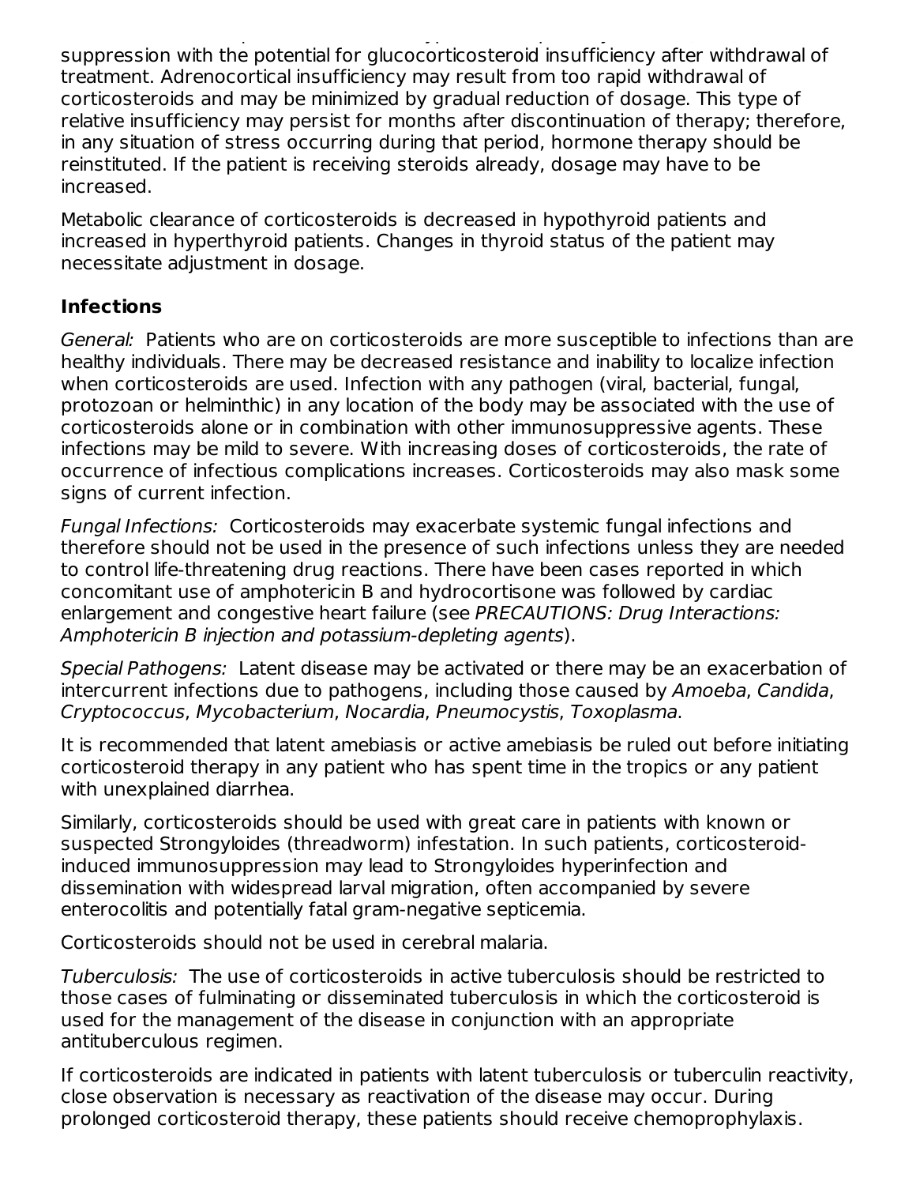suppression with the potential for glucocorticosteroid insufficiency after withdrawal of treatment. Adrenocortical insufficiency may result from too rapid withdrawal of corticosteroids and may be minimized by gradual reduction of dosage. This type of relative insufficiency may persist for months after discontinuation of therapy; therefore, in any situation of stress occurring during that period, hormone therapy should be reinstituted. If the patient is receiving steroids already, dosage may have to be increased.

Metabolic clearance of corticosteroids is decreased in hypothyroid patients and increased in hyperthyroid patients. Changes in thyroid status of the patient may necessitate adjustment in dosage.

### Infections

*General:* Patients who are on corticosteroids are more susceptible to infections than are healthy individuals. There may be decreased resistance and inability to localize infection when corticosteroids are used. Infection with any pathogen (viral, bacterial, fungal, protozoan or helminthic) in any location of the body may be associated with the use of corticosteroids alone or in combination with other immunosuppressive agents. These infections may be mild to severe. With increasing doses of corticosteroids, the rate of occurrence of infectious complications increases. Corticosteroids may also mask some signs of current infection.

*Fungal Infections:* Corticosteroids may exacerbate systemic fungal infections and therefore should not be used in the presence of such infections unless they are needed to control life-threatening drug reactions. There have been cases reported in which concomitant use of amphotericin B and hydrocortisone was followed by cardiac enlargement and congestive heart failure (see *PRECAUTIONS: Drug Interactions: Amphotericin B injection and potassium-depleting agents*).

*Special Pathogens:* Latent disease may be activated or there may be an exacerbation of intercurrent infections due to pathogens, including those caused by *Amoeba*, *Candida*, *Cryptococcus*, *Mycobacterium*, *Nocardia*, *Pneumocystis*, *Toxoplasma*.

It is recommended that latent amebiasis or active amebiasis be ruled out before initiating corticosteroid therapy in any patient who has spent time in the tropics or any patient with unexplained diarrhea.

Similarly, corticosteroids should be used with great care in patients with known or suspected Strongyloides (threadworm) infestation. In such patients, corticosteroid-induced immunosuppression may lead to Strongyloides hyperinfection and dissemination with widespread larval migration, often accompanied by severe enterocolitis and potentially fatal gram-negative septicemia.

Corticosteroids should not be used in cerebral malaria.

*Tuberculosis:* The use of corticosteroids in active tuberculosis should be restricted to those cases of fulminating or disseminated tuberculosis in which the corticosteroid is used for the management of the disease in conjunction with an appropriate antituberculous regimen.

If corticosteroids are indicated in patients with latent tuberculosis or tuberculin reactivity, close observation is necessary as reactivation of the disease may occur. During prolonged corticosteroid therapy, these patients should receive chemoprophylaxis.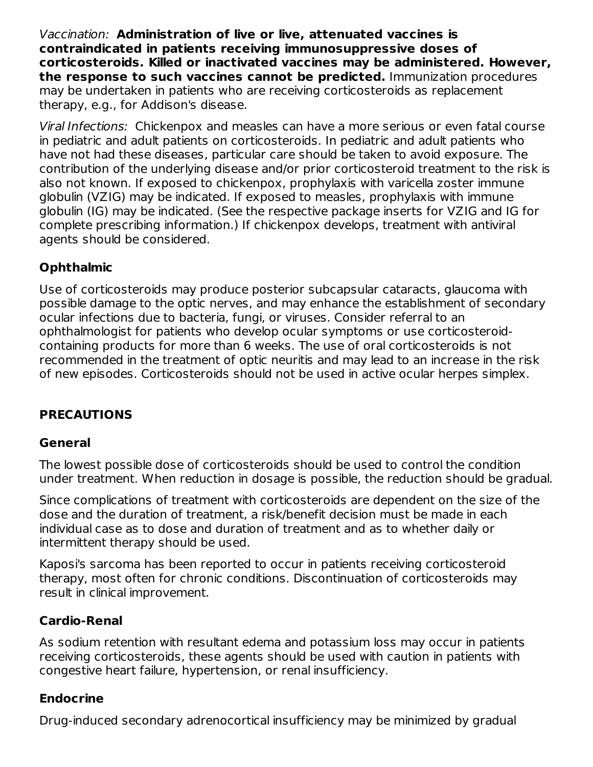*Vaccination:* **Administration of live or live, attenuated vaccines is contraindicated in patients receiving immunosuppressive doses of corticosteroids. Killed or inactivated vaccines may be administered. However, the response to such vaccines cannot be predicted.** Immunization procedures may be undertaken in patients who are receiving corticosteroids as replacement therapy, e.g., for Addison's disease.

*Viral Infections:* Chickenpox and measles can have a more serious or even fatal course in pediatric and adult patients on corticosteroids. In pediatric and adult patients who have not had these diseases, particular care should be taken to avoid exposure. The contribution of the underlying disease and/or prior corticosteroid treatment to the risk is also not known. If exposed to chickenpox, prophylaxis with varicella zoster immune globulin (VZIG) may be indicated. If exposed to measles, prophylaxis with immune globulin (IG) may be indicated. (See the respective package inserts for VZIG and IG for complete prescribing information.) If chickenpox develops, treatment with antiviral agents should be considered.

### Ophthalmic

Use of corticosteroids may produce posterior subcapsular cataracts, glaucoma with possible damage to the optic nerves, and may enhance the establishment of secondary ocular infections due to bacteria, fungi, or viruses. Consider referral to an ophthalmologist for patients who develop ocular symptoms or use corticosteroid-containing products for more than 6 weeks. The use of oral corticosteroids is not recommended in the treatment of optic neuritis and may lead to an increase in the risk of new episodes. Corticosteroids should not be used in active ocular herpes simplex.

## PRECAUTIONS

### General

The lowest possible dose of corticosteroids should be used to control the condition under treatment. When reduction in dosage is possible, the reduction should be gradual.

Since complications of treatment with corticosteroids are dependent on the size of the dose and the duration of treatment, a risk/benefit decision must be made in each individual case as to dose and duration of treatment and as to whether daily or intermittent therapy should be used.

Kaposi's sarcoma has been reported to occur in patients receiving corticosteroid therapy, most often for chronic conditions. Discontinuation of corticosteroids may result in clinical improvement.

### Cardio-Renal

As sodium retention with resultant edema and potassium loss may occur in patients receiving corticosteroids, these agents should be used with caution in patients with congestive heart failure, hypertension, or renal insufficiency.

### Endocrine

Drug-induced secondary adrenocortical insufficiency may be minimized by gradual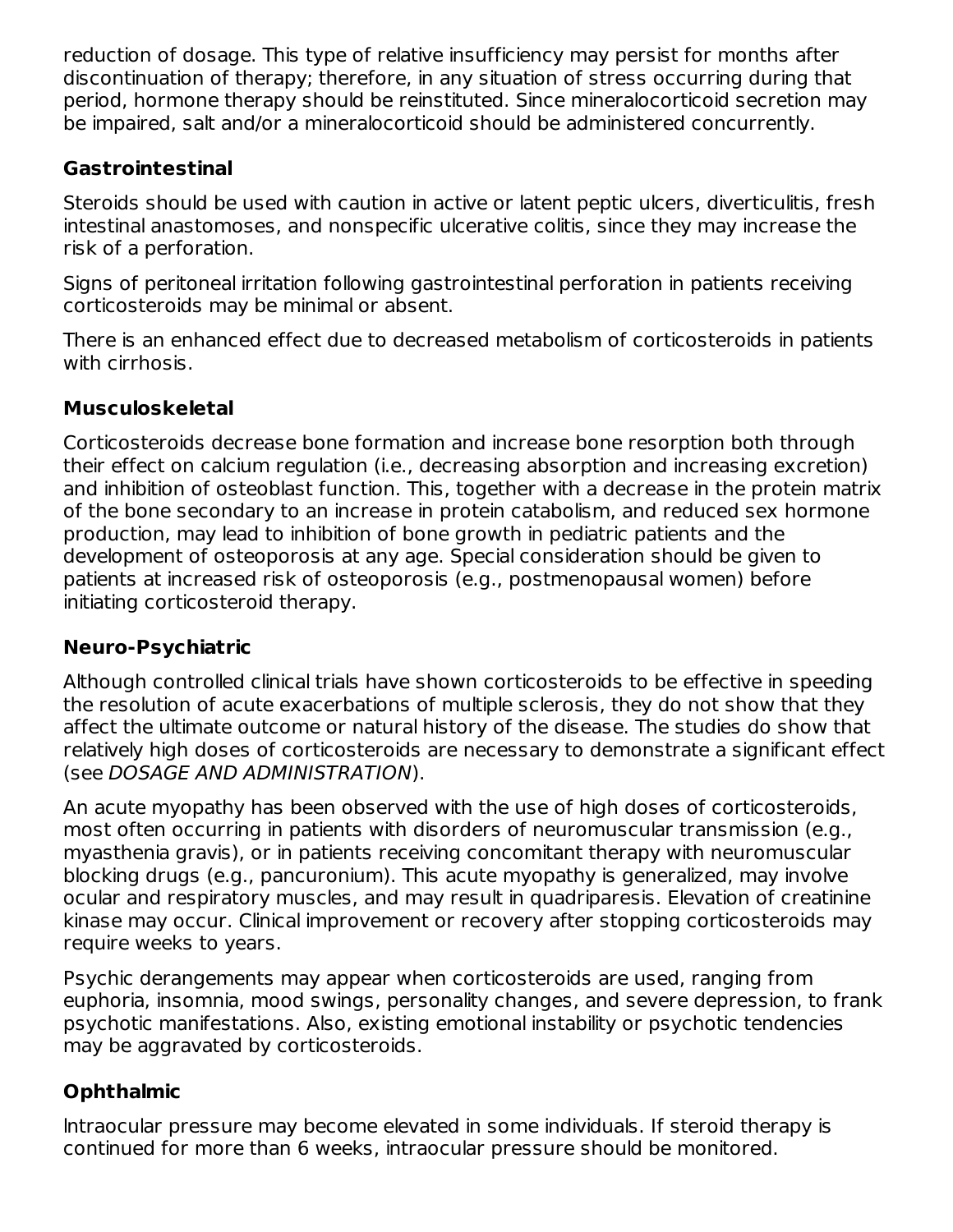reduction of dosage. This type of relative insufficiency may persist for months after discontinuation of therapy; therefore, in any situation of stress occurring during that period, hormone therapy should be reinstituted. Since mineralocorticoid secretion may be impaired, salt and/or a mineralocorticoid should be administered concurrently.

### Gastrointestinal

Steroids should be used with caution in active or latent peptic ulcers, diverticulitis, fresh intestinal anastomoses, and nonspecific ulcerative colitis, since they may increase the risk of a perforation.

Signs of peritoneal irritation following gastrointestinal perforation in patients receiving corticosteroids may be minimal or absent.

There is an enhanced effect due to decreased metabolism of corticosteroids in patients with cirrhosis.

### Musculoskeletal

Corticosteroids decrease bone formation and increase bone resorption both through their effect on calcium regulation (i.e., decreasing absorption and increasing excretion) and inhibition of osteoblast function. This, together with a decrease in the protein matrix of the bone secondary to an increase in protein catabolism, and reduced sex hormone production, may lead to inhibition of bone growth in pediatric patients and the development of osteoporosis at any age. Special consideration should be given to patients at increased risk of osteoporosis (e.g., postmenopausal women) before initiating corticosteroid therapy.

### Neuro-Psychiatric

Although controlled clinical trials have shown corticosteroids to be effective in speeding the resolution of acute exacerbations of multiple sclerosis, they do not show that they affect the ultimate outcome or natural history of the disease. The studies do show that relatively high doses of corticosteroids are necessary to demonstrate a significant effect (see *DOSAGE AND ADMINISTRATION*).

An acute myopathy has been observed with the use of high doses of corticosteroids, most often occurring in patients with disorders of neuromuscular transmission (e.g., myasthenia gravis), or in patients receiving concomitant therapy with neuromuscular blocking drugs (e.g., pancuronium). This acute myopathy is generalized, may involve ocular and respiratory muscles, and may result in quadriparesis. Elevation of creatinine kinase may occur. Clinical improvement or recovery after stopping corticosteroids may require weeks to years.

Psychic derangements may appear when corticosteroids are used, ranging from euphoria, insomnia, mood swings, personality changes, and severe depression, to frank psychotic manifestations. Also, existing emotional instability or psychotic tendencies may be aggravated by corticosteroids.

### Ophthalmic

Intraocular pressure may become elevated in some individuals. If steroid therapy is continued for more than 6 weeks, intraocular pressure should be monitored.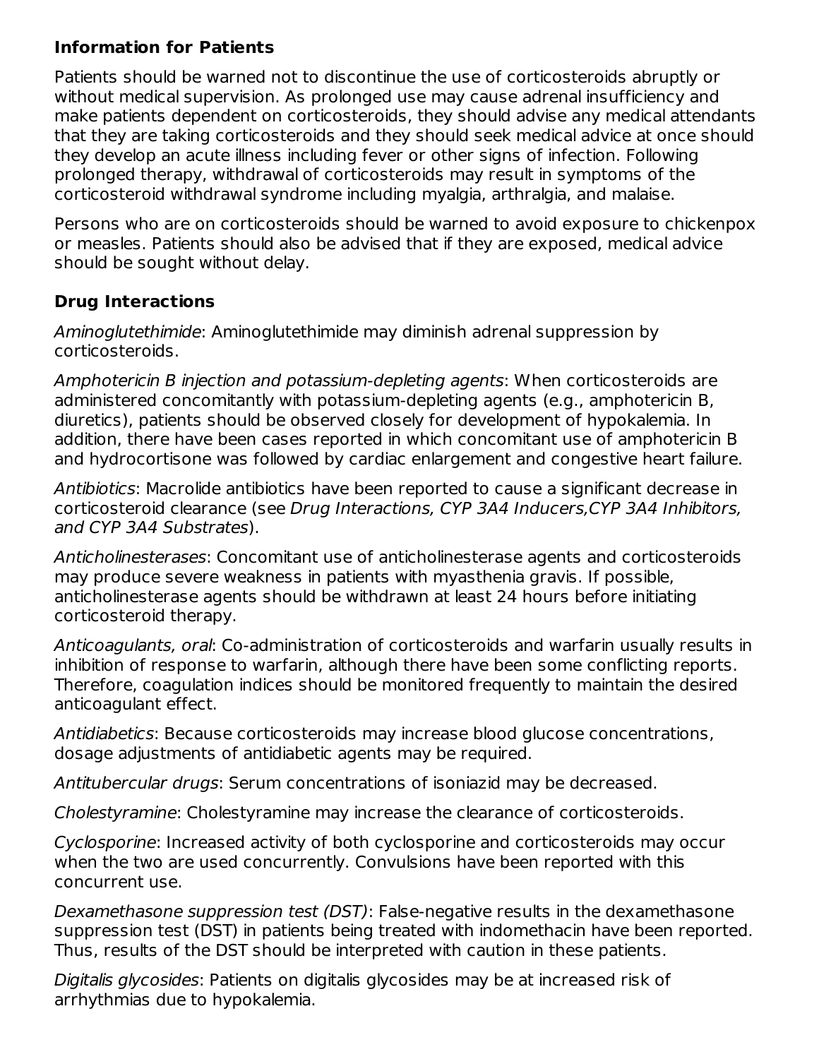### Information for Patients

Patients should be warned not to discontinue the use of corticosteroids abruptly or without medical supervision. As prolonged use may cause adrenal insufficiency and make patients dependent on corticosteroids, they should advise any medical attendants that they are taking corticosteroids and they should seek medical advice at once should they develop an acute illness including fever or other signs of infection. Following prolonged therapy, withdrawal of corticosteroids may result in symptoms of the corticosteroid withdrawal syndrome including myalgia, arthralgia, and malaise.

Persons who are on corticosteroids should be warned to avoid exposure to chickenpox or measles. Patients should also be advised that if they are exposed, medical advice should be sought without delay.

### Drug Interactions

*Aminoglutethimide*: Aminoglutethimide may diminish adrenal suppression by corticosteroids.

*Amphotericin B injection and potassium-depleting agents*: When corticosteroids are administered concomitantly with potassium-depleting agents (e.g., amphotericin B, diuretics), patients should be observed closely for development of hypokalemia. In addition, there have been cases reported in which concomitant use of amphotericin B and hydrocortisone was followed by cardiac enlargement and congestive heart failure.

*Antibiotics*: Macrolide antibiotics have been reported to cause a significant decrease in corticosteroid clearance (see *Drug Interactions, CYP 3A4 Inducers,CYP 3A4 Inhibitors, and CYP 3A4 Substrates*).

*Anticholinesterases*: Concomitant use of anticholinesterase agents and corticosteroids may produce severe weakness in patients with myasthenia gravis. If possible, anticholinesterase agents should be withdrawn at least 24 hours before initiating corticosteroid therapy.

*Anticoagulants, oral*: Co-administration of corticosteroids and warfarin usually results in inhibition of response to warfarin, although there have been some conflicting reports. Therefore, coagulation indices should be monitored frequently to maintain the desired anticoagulant effect.

*Antidiabetics*: Because corticosteroids may increase blood glucose concentrations, dosage adjustments of antidiabetic agents may be required.

*Antitubercular drugs*: Serum concentrations of isoniazid may be decreased.

*Cholestyramine*: Cholestyramine may increase the clearance of corticosteroids.

*Cyclosporine*: Increased activity of both cyclosporine and corticosteroids may occur when the two are used concurrently. Convulsions have been reported with this concurrent use.

*Dexamethasone suppression test (DST)*: False-negative results in the dexamethasone suppression test (DST) in patients being treated with indomethacin have been reported. Thus, results of the DST should be interpreted with caution in these patients.

*Digitalis glycosides*: Patients on digitalis glycosides may be at increased risk of arrhythmias due to hypokalemia.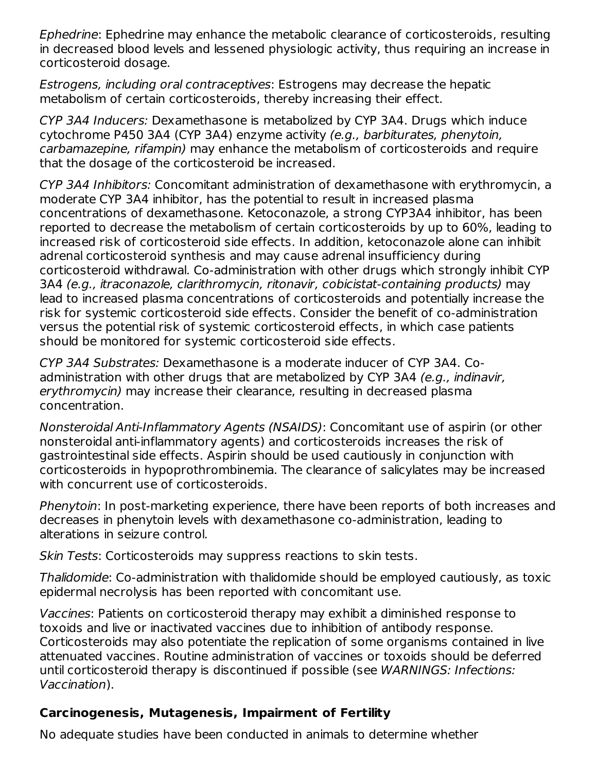*Ephedrine*: Ephedrine may enhance the metabolic clearance of corticosteroids, resulting in decreased blood levels and lessened physiologic activity, thus requiring an increase in corticosteroid dosage.

*Estrogens, including oral contraceptives*: Estrogens may decrease the hepatic metabolism of certain corticosteroids, thereby increasing their effect.

*CYP 3A4 Inducers:* Dexamethasone is metabolized by CYP 3A4. Drugs which induce cytochrome P450 3A4 (CYP 3A4) enzyme activity *(e.g., barbiturates, phenytoin, carbamazepine, rifampin)* may enhance the metabolism of corticosteroids and require that the dosage of the corticosteroid be increased.

*CYP 3A4 Inhibitors:* Concomitant administration of dexamethasone with erythromycin, a moderate CYP 3A4 inhibitor, has the potential to result in increased plasma concentrations of dexamethasone. Ketoconazole, a strong CYP3A4 inhibitor, has been reported to decrease the metabolism of certain corticosteroids by up to 60%, leading to increased risk of corticosteroid side effects. In addition, ketoconazole alone can inhibit adrenal corticosteroid synthesis and may cause adrenal insufficiency during corticosteroid withdrawal. Co-administration with other drugs which strongly inhibit CYP 3A4 *(e.g., itraconazole, clarithromycin, ritonavir, cobicistat-containing products)* may lead to increased plasma concentrations of corticosteroids and potentially increase the risk for systemic corticosteroid side effects. Consider the benefit of co-administration versus the potential risk of systemic corticosteroid effects, in which case patients should be monitored for systemic corticosteroid side effects.

*CYP 3A4 Substrates:* Dexamethasone is a moderate inducer of CYP 3A4. Co-administration with other drugs that are metabolized by CYP 3A4 *(e.g., indinavir, erythromycin)* may increase their clearance, resulting in decreased plasma concentration.

*Nonsteroidal Anti-Inflammatory Agents (NSAIDS)*: Concomitant use of aspirin (or other nonsteroidal anti-inflammatory agents) and corticosteroids increases the risk of gastrointestinal side effects. Aspirin should be used cautiously in conjunction with corticosteroids in hypoprothrombinemia. The clearance of salicylates may be increased with concurrent use of corticosteroids.

*Phenytoin*: In post-marketing experience, there have been reports of both increases and decreases in phenytoin levels with dexamethasone co-administration, leading to alterations in seizure control.

*Skin Tests*: Corticosteroids may suppress reactions to skin tests.

*Thalidomide*: Co-administration with thalidomide should be employed cautiously, as toxic epidermal necrolysis has been reported with concomitant use.

*Vaccines*: Patients on corticosteroid therapy may exhibit a diminished response to toxoids and live or inactivated vaccines due to inhibition of antibody response. Corticosteroids may also potentiate the replication of some organisms contained in live attenuated vaccines. Routine administration of vaccines or toxoids should be deferred until corticosteroid therapy is discontinued if possible (see *WARNINGS: Infections: Vaccination*).

**Carcinogenesis, Mutagenesis, Impairment of Fertility**

No adequate studies have been conducted in animals to determine whether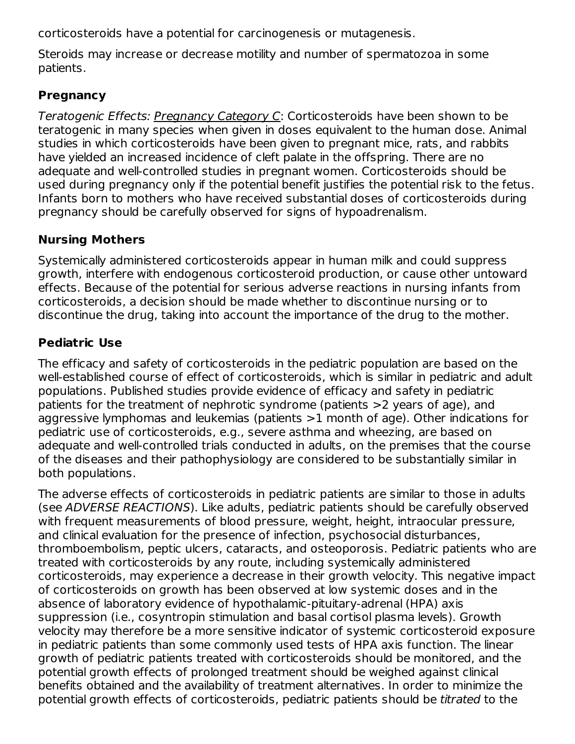corticosteroids have a potential for carcinogenesis or mutagenesis.

Steroids may increase or decrease motility and number of spermatozoa in some patients.

## Pregnancy

*Teratogenic Effects:* Pregnancy Category C: Corticosteroids have been shown to be teratogenic in many species when given in doses equivalent to the human dose. Animal studies in which corticosteroids have been given to pregnant mice, rats, and rabbits have yielded an increased incidence of cleft palate in the offspring. There are no adequate and well-controlled studies in pregnant women. Corticosteroids should be used during pregnancy only if the potential benefit justifies the potential risk to the fetus. Infants born to mothers who have received substantial doses of corticosteroids during pregnancy should be carefully observed for signs of hypoadrenalism.

## Nursing Mothers

Systemically administered corticosteroids appear in human milk and could suppress growth, interfere with endogenous corticosteroid production, or cause other untoward effects. Because of the potential for serious adverse reactions in nursing infants from corticosteroids, a decision should be made whether to discontinue nursing or to discontinue the drug, taking into account the importance of the drug to the mother.

## Pediatric Use

The efficacy and safety of corticosteroids in the pediatric population are based on the well-established course of effect of corticosteroids, which is similar in pediatric and adult populations. Published studies provide evidence of efficacy and safety in pediatric patients for the treatment of nephrotic syndrome (patients >2 years of age), and aggressive lymphomas and leukemias (patients >1 month of age). Other indications for pediatric use of corticosteroids, e.g., severe asthma and wheezing, are based on adequate and well-controlled trials conducted in adults, on the premises that the course of the diseases and their pathophysiology are considered to be substantially similar in both populations.

The adverse effects of corticosteroids in pediatric patients are similar to those in adults (see *ADVERSE REACTIONS*). Like adults, pediatric patients should be carefully observed with frequent measurements of blood pressure, weight, height, intraocular pressure, and clinical evaluation for the presence of infection, psychosocial disturbances, thromboembolism, peptic ulcers, cataracts, and osteoporosis. Pediatric patients who are treated with corticosteroids by any route, including systemically administered corticosteroids, may experience a decrease in their growth velocity. This negative impact of corticosteroids on growth has been observed at low systemic doses and in the absence of laboratory evidence of hypothalamic-pituitary-adrenal (HPA) axis suppression (i.e., cosyntropin stimulation and basal cortisol plasma levels). Growth velocity may therefore be a more sensitive indicator of systemic corticosteroid exposure in pediatric patients than some commonly used tests of HPA axis function. The linear growth of pediatric patients treated with corticosteroids should be monitored, and the potential growth effects of prolonged treatment should be weighed against clinical benefits obtained and the availability of treatment alternatives. In order to minimize the potential growth effects of corticosteroids, pediatric patients should be *titrated* to the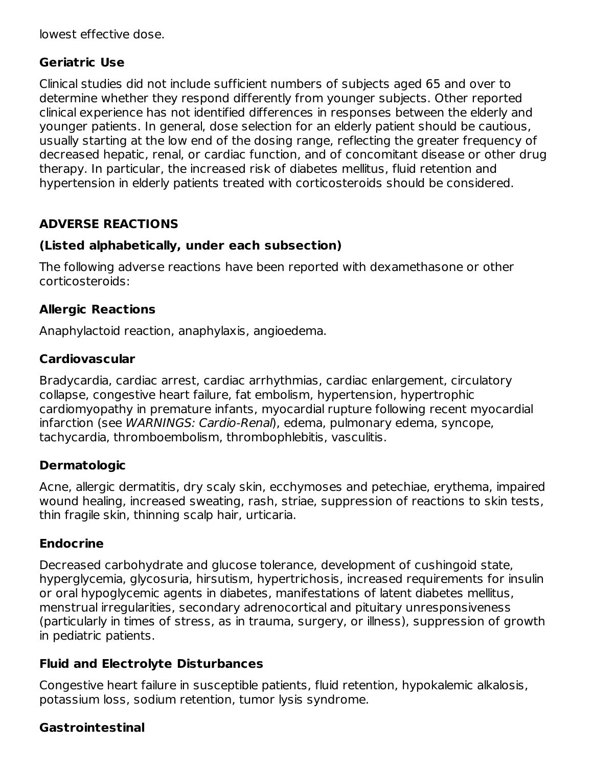lowest effective dose.

### Geriatric Use

Clinical studies did not include sufficient numbers of subjects aged 65 and over to determine whether they respond differently from younger subjects. Other reported clinical experience has not identified differences in responses between the elderly and younger patients. In general, dose selection for an elderly patient should be cautious, usually starting at the low end of the dosing range, reflecting the greater frequency of decreased hepatic, renal, or cardiac function, and of concomitant disease or other drug therapy. In particular, the increased risk of diabetes mellitus, fluid retention and hypertension in elderly patients treated with corticosteroids should be considered.

## ADVERSE REACTIONS

### (Listed alphabetically, under each subsection)

The following adverse reactions have been reported with dexamethasone or other corticosteroids:

### Allergic Reactions

Anaphylactoid reaction, anaphylaxis, angioedema.

### Cardiovascular

Bradycardia, cardiac arrest, cardiac arrhythmias, cardiac enlargement, circulatory collapse, congestive heart failure, fat embolism, hypertension, hypertrophic cardiomyopathy in premature infants, myocardial rupture following recent myocardial infarction (see *WARNINGS: Cardio-Renal*), edema, pulmonary edema, syncope, tachycardia, thromboembolism, thrombophlebitis, vasculitis.

### Dermatologic

Acne, allergic dermatitis, dry scaly skin, ecchymoses and petechiae, erythema, impaired wound healing, increased sweating, rash, striae, suppression of reactions to skin tests, thin fragile skin, thinning scalp hair, urticaria.

### Endocrine

Decreased carbohydrate and glucose tolerance, development of cushingoid state, hyperglycemia, glycosuria, hirsutism, hypertrichosis, increased requirements for insulin or oral hypoglycemic agents in diabetes, manifestations of latent diabetes mellitus, menstrual irregularities, secondary adrenocortical and pituitary unresponsiveness (particularly in times of stress, as in trauma, surgery, or illness), suppression of growth in pediatric patients.

### Fluid and Electrolyte Disturbances

Congestive heart failure in susceptible patients, fluid retention, hypokalemic alkalosis, potassium loss, sodium retention, tumor lysis syndrome.

### Gastrointestinal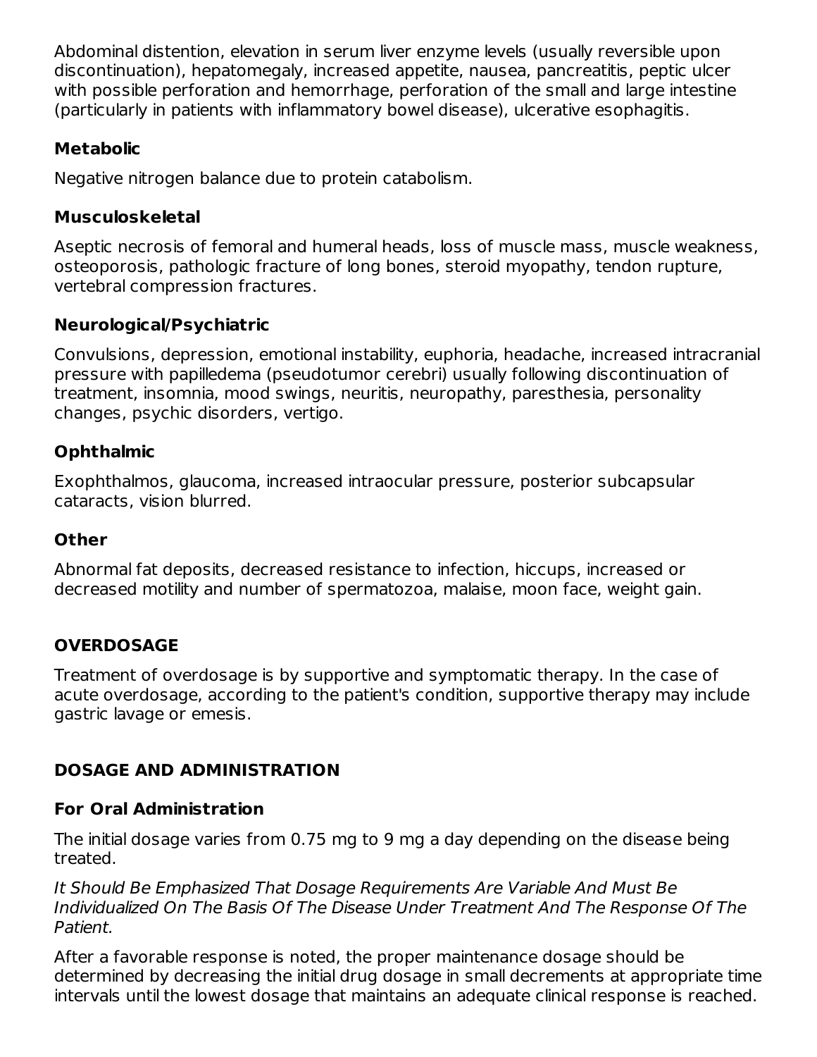Abdominal distention, elevation in serum liver enzyme levels (usually reversible upon discontinuation), hepatomegaly, increased appetite, nausea, pancreatitis, peptic ulcer with possible perforation and hemorrhage, perforation of the small and large intestine (particularly in patients with inflammatory bowel disease), ulcerative esophagitis.

### Metabolic

Negative nitrogen balance due to protein catabolism.

### Musculoskeletal

Aseptic necrosis of femoral and humeral heads, loss of muscle mass, muscle weakness, osteoporosis, pathologic fracture of long bones, steroid myopathy, tendon rupture, vertebral compression fractures.

### Neurological/Psychiatric

Convulsions, depression, emotional instability, euphoria, headache, increased intracranial pressure with papilledema (pseudotumor cerebri) usually following discontinuation of treatment, insomnia, mood swings, neuritis, neuropathy, paresthesia, personality changes, psychic disorders, vertigo.

### Ophthalmic

Exophthalmos, glaucoma, increased intraocular pressure, posterior subcapsular cataracts, vision blurred.

### Other

Abnormal fat deposits, decreased resistance to infection, hiccups, increased or decreased motility and number of spermatozoa, malaise, moon face, weight gain.

## OVERDOSAGE

Treatment of overdosage is by supportive and symptomatic therapy. In the case of acute overdosage, according to the patient's condition, supportive therapy may include gastric lavage or emesis.

## DOSAGE AND ADMINISTRATION

### For Oral Administration

The initial dosage varies from 0.75 mg to 9 mg a day depending on the disease being treated.

*It Should Be Emphasized That Dosage Requirements Are Variable And Must Be Individualized On The Basis Of The Disease Under Treatment And The Response Of The Patient.*

After a favorable response is noted, the proper maintenance dosage should be determined by decreasing the initial drug dosage in small decrements at appropriate time intervals until the lowest dosage that maintains an adequate clinical response is reached.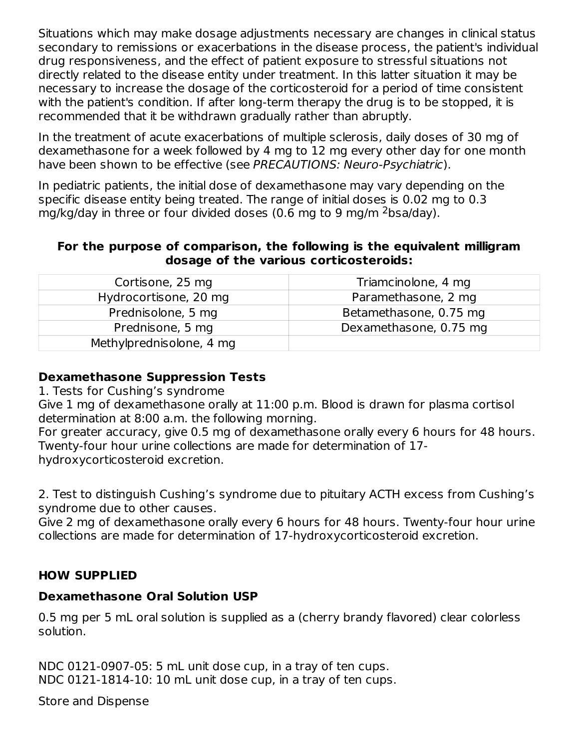Situations which may make dosage adjustments necessary are changes in clinical status secondary to remissions or exacerbations in the disease process, the patient's individual drug responsiveness, and the effect of patient exposure to stressful situations not directly related to the disease entity under treatment. In this latter situation it may be necessary to increase the dosage of the corticosteroid for a period of time consistent with the patient's condition. If after long-term therapy the drug is to be stopped, it is recommended that it be withdrawn gradually rather than abruptly.

In the treatment of acute exacerbations of multiple sclerosis, daily doses of 30 mg of dexamethasone for a week followed by 4 mg to 12 mg every other day for one month have been shown to be effective (see *PRECAUTIONS: Neuro-Psychiatric*).

In pediatric patients, the initial dose of dexamethasone may vary depending on the specific disease entity being treated. The range of initial doses is 0.02 mg to 0.3 mg/kg/day in three or four divided doses (0.6 mg to 9 mg/m $^2$bsa/day).

**For the purpose of comparison, the following is the equivalent milligram dosage of the various corticosteroids:**

| | |
|---|---|
| Cortisone, 25 mg | Triamcinolone, 4 mg |
| Hydrocortisone, 20 mg | Paramethasone, 2 mg |
| Prednisolone, 5 mg | Betamethasone, 0.75 mg |
| Prednisone, 5 mg | Dexamethasone, 0.75 mg |
| Methylprednisolone, 4 mg | |

### Dexamethasone Suppression Tests

1. Tests for Cushing's syndrome
Give 1 mg of dexamethasone orally at 11:00 p.m. Blood is drawn for plasma cortisol determination at 8:00 a.m. the following morning.
For greater accuracy, give 0.5 mg of dexamethasone orally every 6 hours for 48 hours. Twenty-four hour urine collections are made for determination of 17-hydroxycorticosteroid excretion.

2. Test to distinguish Cushing's syndrome due to pituitary ACTH excess from Cushing's syndrome due to other causes.
Give 2 mg of dexamethasone orally every 6 hours for 48 hours. Twenty-four hour urine collections are made for determination of 17-hydroxycorticosteroid excretion.

## HOW SUPPLIED

### Dexamethasone Oral Solution USP

0.5 mg per 5 mL oral solution is supplied as a (cherry brandy flavored) clear colorless solution.

NDC 0121-0907-05: 5 mL unit dose cup, in a tray of ten cups.
NDC 0121-1814-10: 10 mL unit dose cup, in a tray of ten cups.

Store and Dispense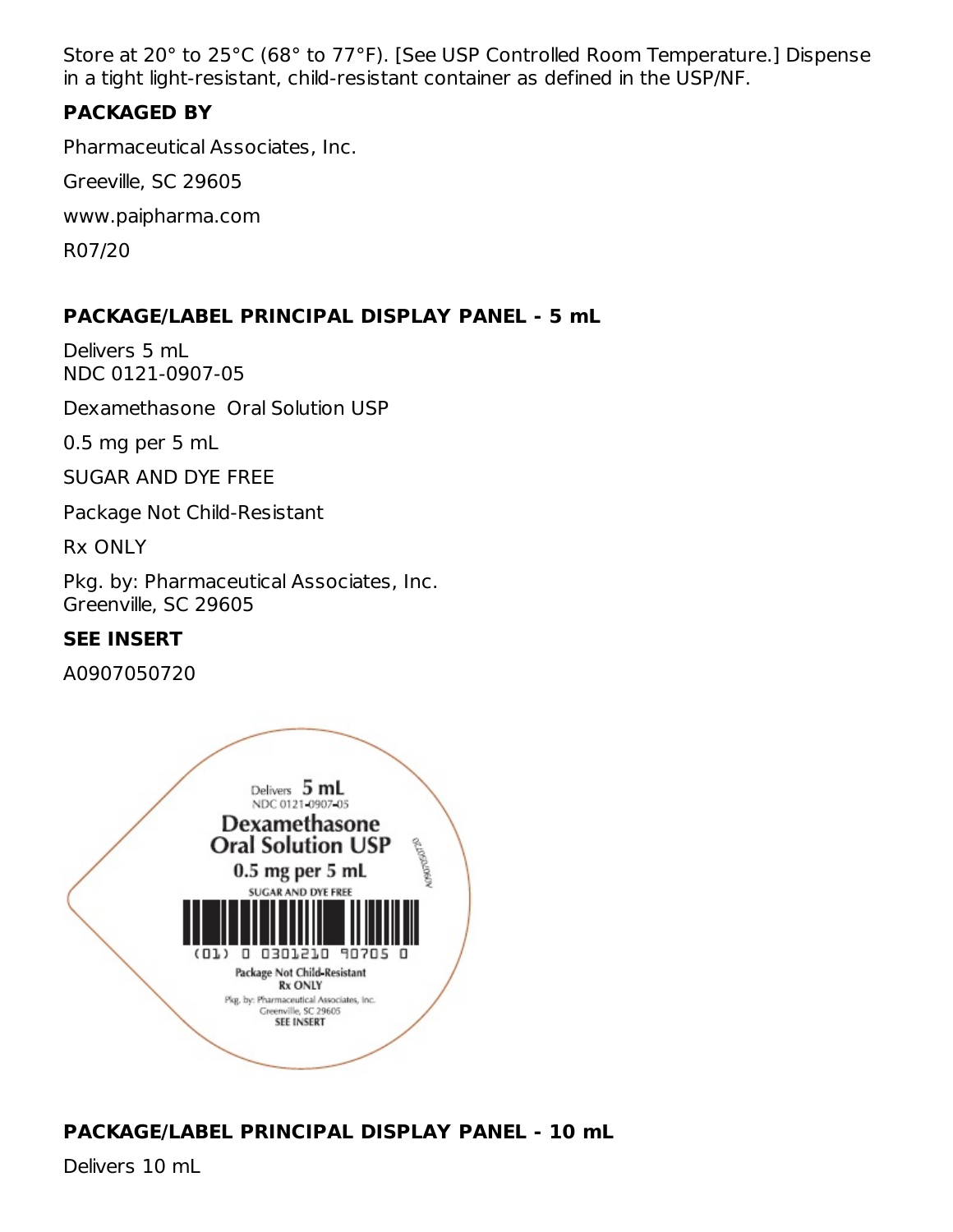Store at 20° to 25°C (68° to 77°F). [See USP Controlled Room Temperature.] Dispense in a tight light-resistant, child-resistant container as defined in the USP/NF.

**PACKAGED BY**

Pharmaceutical Associates, Inc.

Greeville, SC 29605

www.paipharma.com

R07/20

**PACKAGE/LABEL PRINCIPAL DISPLAY PANEL - 5 mL**

Delivers 5 mL
NDC 0121-0907-05

Dexamethasone Oral Solution USP

0.5 mg per 5 mL

SUGAR AND DYE FREE

Package Not Child-Resistant

Rx ONLY

Pkg. by: Pharmaceutical Associates, Inc.
Greenville, SC 29605

**SEE INSERT**

A0907050720

Delivers 5 mL
NDC 0121-0907-05
Dexamethasone
Oral Solution USP
0.5 mg per 5 mL
SUGAR AND DYE FREE
(01) 0 0301210 90705 0
Package Not Child-Resistant
Rx ONLY
Pkg. by: Pharmaceutical Associates, Inc.
Greenville, SC 29605
SEE INSERT
A0907050720

**PACKAGE/LABEL PRINCIPAL DISPLAY PANEL - 10 mL**

Delivers 10 mL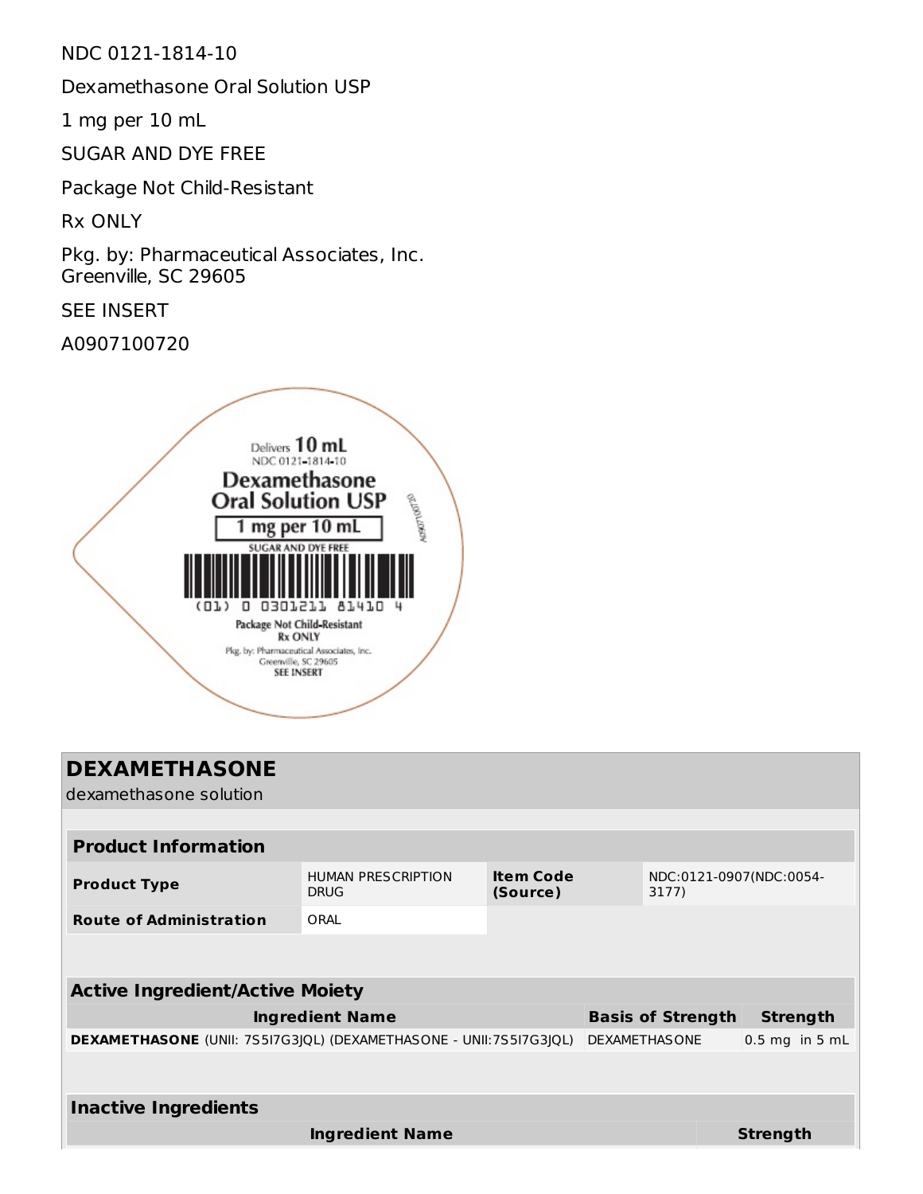NDC 0121-1814-10

Dexamethasone Oral Solution USP

1 mg per 10 mL

SUGAR AND DYE FREE

Package Not Child-Resistant

Rx ONLY

Pkg. by: Pharmaceutical Associates, Inc.
Greenville, SC 29605

SEE INSERT

A0907100720

Delivers 10 mL
NDC 0121-1814-10
Dexamethasone
Oral Solution USP
1 mg per 10 mL
SUGAR AND DYE FREE
(01) 0 0301211 81410 4
Package Not Child-Resistant
Rx ONLY
Pkg. by: Pharmaceutical Associates, Inc.
Greenville, SC 29605
SEE INSERT
A0907100720

## DEXAMETHASONE

dexamethasone solution

| Product Information | | | |
|---|---|---|---|
| **Product Type** | HUMAN PRESCRIPTION DRUG | **Item Code (Source)** | NDC:0121-0907(NDC:0054-3177) |
| **Route of Administration** | ORAL | | |

| Active Ingredient/Active Moiety | | |
|---|---|---|
| **Ingredient Name** | **Basis of Strength** | **Strength** |
| **DEXAMETHASONE** (UNII: 7S5I7G3JQL) (DEXAMETHASONE - UNII:7S5I7G3JQL) | DEXAMETHASONE | 0.5 mg in 5 mL |

| Inactive Ingredients | |
|---|---|
| **Ingredient Name** | **Strength** |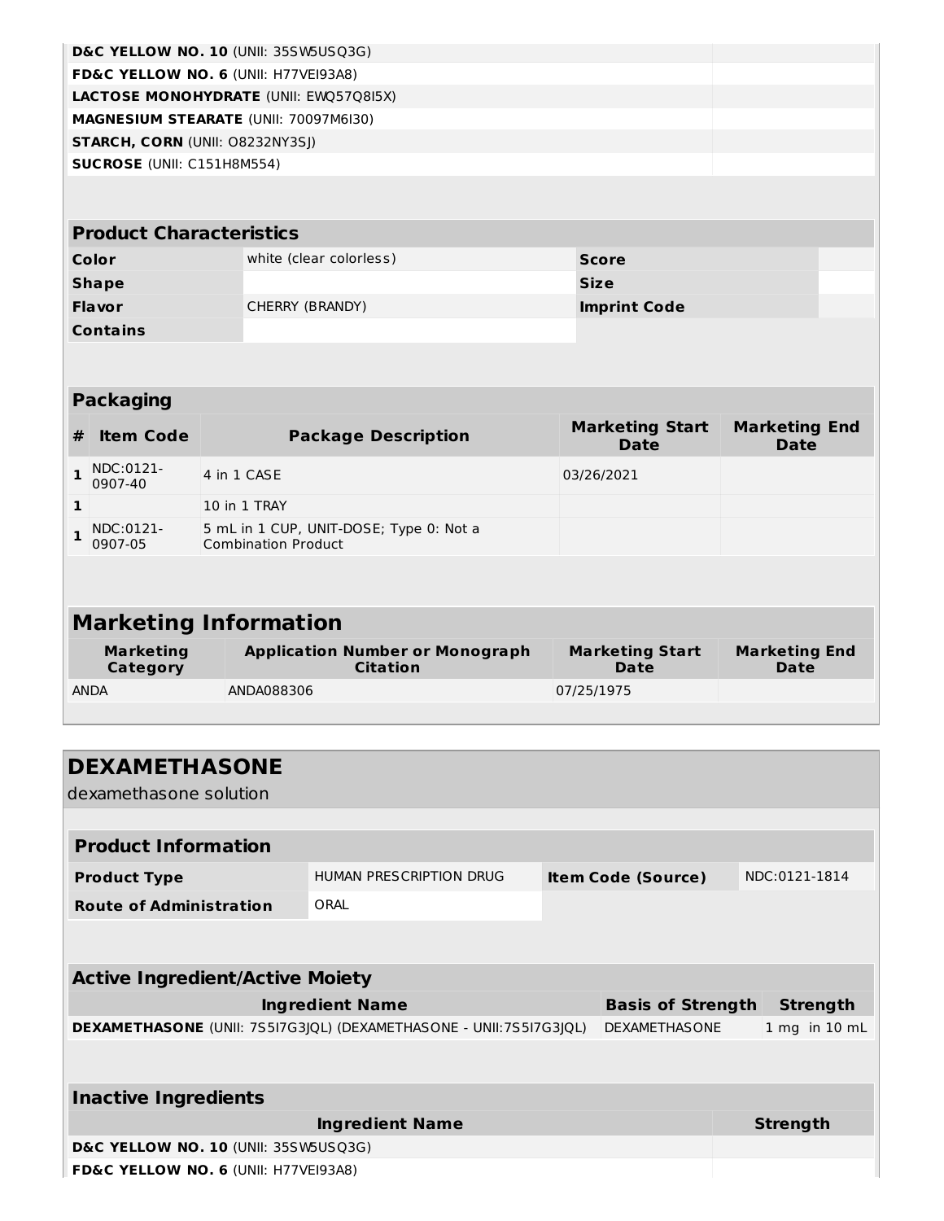| | |
|---|---|
| **D&C YELLOW NO. 10** (UNII: 35SW5USQ3G) | |
| **FD&C YELLOW NO. 6** (UNII: H77VEI93A8) | |
| **LACTOSE MONOHYDRATE** (UNII: EWQ57Q8I5X) | |
| **MAGNESIUM STEARATE** (UNII: 70097M6I30) | |
| **STARCH, CORN** (UNII: O8232NY3SJ) | |
| **SUCROSE** (UNII: C151H8M554) | |

## Product Characteristics

| | | | |
|---|---|---|---|
| **Color** | white (clear colorless) | **Score** | |
| **Shape** | | **Size** | |
| **Flavor** | CHERRY (BRANDY) | **Imprint Code** | |
| **Contains** | | | |

## Packaging

| # | Item Code | Package Description | Marketing Start Date | Marketing End Date |
|---|---|---|---|---|
| 1 | NDC:0121-0907-40 | 4 in 1 CASE | 03/26/2021 | |
| 1 | | 10 in 1 TRAY | | |
| 1 | NDC:0121-0907-05 | 5 mL in 1 CUP, UNIT-DOSE; Type 0: Not a Combination Product | | |

## Marketing Information

| Marketing Category | Application Number or Monograph Citation | Marketing Start Date | Marketing End Date |
|---|---|---|---|
| ANDA | ANDA088306 | 07/25/1975 | |

# DEXAMETHASONE

dexamethasone solution

## Product Information

| | | | |
|---|---|---|---|
| **Product Type** | HUMAN PRESCRIPTION DRUG | **Item Code (Source)** | NDC:0121-1814 |
| **Route of Administration** | ORAL | | |

## Active Ingredient/Active Moiety

| Ingredient Name | Basis of Strength | Strength |
|---|---|---|
| **DEXAMETHASONE** (UNII: 7S5I7G3JQL) (DEXAMETHASONE - UNII:7S5I7G3JQL) | DEXAMETHASONE | 1 mg in 10 mL |

## Inactive Ingredients

| Ingredient Name | Strength |
|---|---|
| **D&C YELLOW NO. 10** (UNII: 35SW5USQ3G) | |
| **FD&C YELLOW NO. 6** (UNII: H77VEI93A8) | |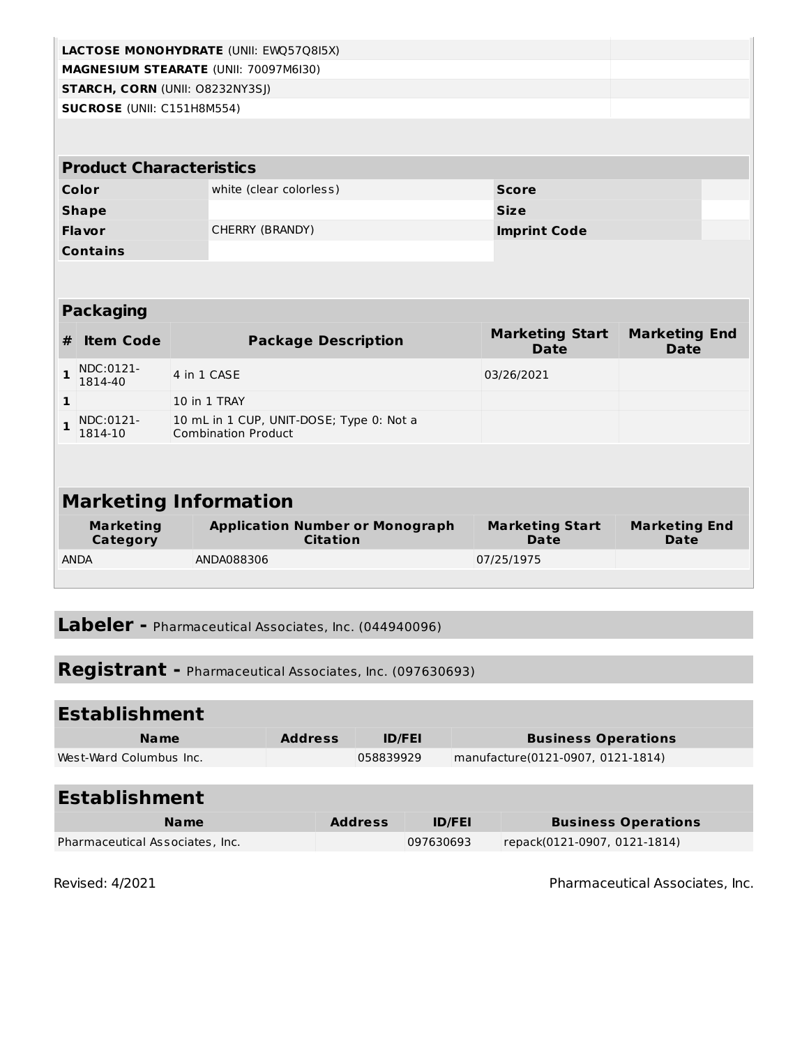| | |
|---|---|
| **LACTOSE MONOHYDRATE** (UNII: EWQ57Q8I5X) | |
| **MAGNESIUM STEARATE** (UNII: 70097M6I30) | |
| **STARCH, CORN** (UNII: O8232NY3SJ) | |
| **SUCROSE** (UNII: C151H8M554) | |

| Product Characteristics | | | |
|---|---|---|---|
| **Color** | white (clear colorless) | **Score** | |
| **Shape** | | **Size** | |
| **Flavor** | CHERRY (BRANDY) | **Imprint Code** | |
| **Contains** | | | |

**Packaging**

| # | Item Code | Package Description | Marketing Start Date | Marketing End Date |
|---|---|---|---|---|
| 1 | NDC:0121-1814-40 | 4 in 1 CASE | 03/26/2021 | |
| 1 | | 10 in 1 TRAY | | |
| 1 | NDC:0121-1814-10 | 10 mL in 1 CUP, UNIT-DOSE; Type 0: Not a Combination Product | | |

**Marketing Information**

| Marketing Category | Application Number or Monograph Citation | Marketing Start Date | Marketing End Date |
|---|---|---|---|
| ANDA | ANDA088306 | 07/25/1975 | |

## Labeler - Pharmaceutical Associates, Inc. (044940096)

## Registrant - Pharmaceutical Associates, Inc. (097630693)

**Establishment**

| Name | Address | ID/FEI | Business Operations |
|---|---|---|---|
| West-Ward Columbus Inc. | | 058839929 | manufacture(0121-0907, 0121-1814) |

**Establishment**

| Name | Address | ID/FEI | Business Operations |
|---|---|---|---|
| Pharmaceutical Associates, Inc. | | 097630693 | repack(0121-0907, 0121-1814) |

Revised: 4/2021

Pharmaceutical Associates, Inc.